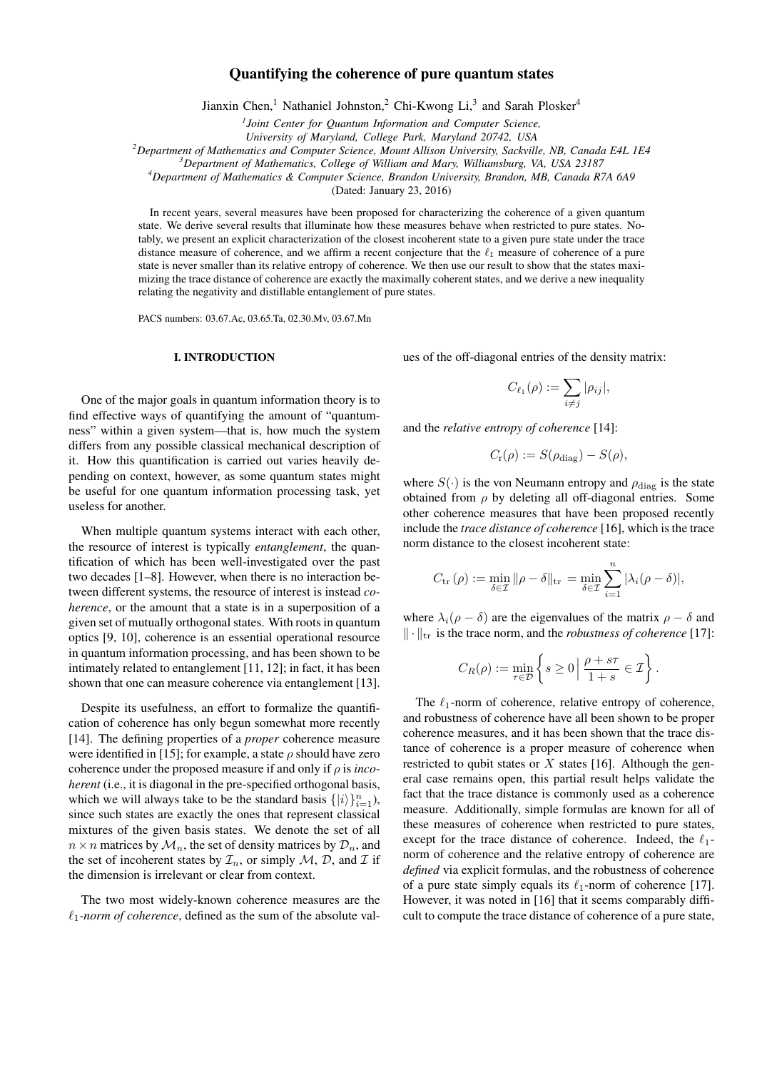# Quantifying the coherence of pure quantum states

Jianxin Chen,[1] Nathaniel Johnston,[2] Chi-Kwong Li,[3] and Sarah Plosker[4]

[1] *Joint Center for Quantum Information and Computer Science, University of Maryland, College Park, Maryland 20742, USA*

[2] *Department of Mathematics and Computer Science, Mount Allison University, Sackville, NB, Canada E4L 1E4*

[3] *Department of Mathematics, College of William and Mary, Williamsburg, VA, USA 23187*

[4] *Department of Mathematics & Computer Science, Brandon University, Brandon, MB, Canada R7A 6A9*

(Dated: January 23, 2016)

In recent years, several measures have been proposed for characterizing the coherence of a given quantum state. We derive several results that illuminate how these measures behave when restricted to pure states. Notably, we present an explicit characterization of the closest incoherent state to a given pure state under the trace distance measure of coherence, and we affirm a recent conjecture that the $\ell_1$ measure of coherence of a pure state is never smaller than its relative entropy of coherence. We then use our result to show that the states maximizing the trace distance of coherence are exactly the maximally coherent states, and we derive a new inequality relating the negativity and distillable entanglement of pure states.

PACS numbers: 03.67.Ac, 03.65.Ta, 02.30.Mv, 03.67.Mn

## I. INTRODUCTION

One of the major goals in quantum information theory is to find effective ways of quantifying the amount of "quantumness" within a given system—that is, how much the system differs from any possible classical mechanical description of it. How this quantification is carried out varies heavily depending on context, however, as some quantum states might be useful for one quantum information processing task, yet useless for another.

When multiple quantum systems interact with each other, the resource of interest is typically *entanglement*, the quantification of which has been well-investigated over the past two decades [1–8]. However, when there is no interaction between different systems, the resource of interest is instead *coherence*, or the amount that a state is in a superposition of a given set of mutually orthogonal states. With roots in quantum optics [9, 10], coherence is an essential operational resource in quantum information processing, and has been shown to be intimately related to entanglement [11, 12]; in fact, it has been shown that one can measure coherence via entanglement [13].

Despite its usefulness, an effort to formalize the quantification of coherence has only begun somewhat more recently [14]. The defining properties of a *proper* coherence measure were identified in [15]; for example, a state $\rho$ should have zero coherence under the proposed measure if and only if $\rho$ is *incoherent* (i.e., it is diagonal in the pre-specified orthogonal basis, which we will always take to be the standard basis $\{|i\rangle\}_{i=1}^n$), since such states are exactly the ones that represent classical mixtures of the given basis states. We denote the set of all $n \times n$ matrices by $\mathcal{M}_n$, the set of density matrices by $\mathcal{D}_n$, and the set of incoherent states by $\mathcal{I}_n$, or simply $\mathcal{M}$, $\mathcal{D}$, and $\mathcal{I}$ if the dimension is irrelevant or clear from context.

The two most widely-known coherence measures are the $\ell_1$-*norm of coherence*, defined as the sum of the absolute values of the off-diagonal entries of the density matrix:

$$C_{\ell_1}(\rho) := \sum_{i \neq j} |\rho_{ij}|,$$

and the *relative entropy of coherence* [14]:

$$C_{\rm r}(\rho) := S(\rho_{\rm diag}) - S(\rho),$$

where $S(\cdot)$ is the von Neumann entropy and $\rho_{\rm diag}$ is the state obtained from $\rho$ by deleting all off-diagonal entries. Some other coherence measures that have been proposed recently include the *trace distance of coherence* [16], which is the trace norm distance to the closest incoherent state:

$$C_{\rm tr}(\rho) := \min_{\delta \in \mathcal{I}} \|\rho - \delta\|_{\rm tr} = \min_{\delta \in \mathcal{I}} \sum_{i=1}^{n} |\lambda_i(\rho - \delta)|,$$

where $\lambda_i(\rho - \delta)$ are the eigenvalues of the matrix $\rho - \delta$ and $\|\cdot\|_{\rm tr}$ is the trace norm, and the *robustness of coherence* [17]:

$$C_R(\rho) := \min_{\tau \in \mathcal{D}} \left\{ s \geq 0 \,\Big|\, \frac{\rho + s\tau}{1+s} \in \mathcal{I} \right\}.$$

The $\ell_1$-norm of coherence, relative entropy of coherence, and robustness of coherence have all been shown to be proper coherence measures, and it has been shown that the trace distance of coherence is a proper measure of coherence when restricted to qubit states or $X$ states [16]. Although the general case remains open, this partial result helps validate the fact that the trace distance is commonly used as a coherence measure. Additionally, simple formulas are known for all of these measures of coherence when restricted to pure states, except for the trace distance of coherence. Indeed, the $\ell_1$-norm of coherence and the relative entropy of coherence are *defined* via explicit formulas, and the robustness of coherence of a pure state simply equals its $\ell_1$-norm of coherence [17]. However, it was noted in [16] that it seems comparably difficult to compute the trace distance of coherence of a pure state,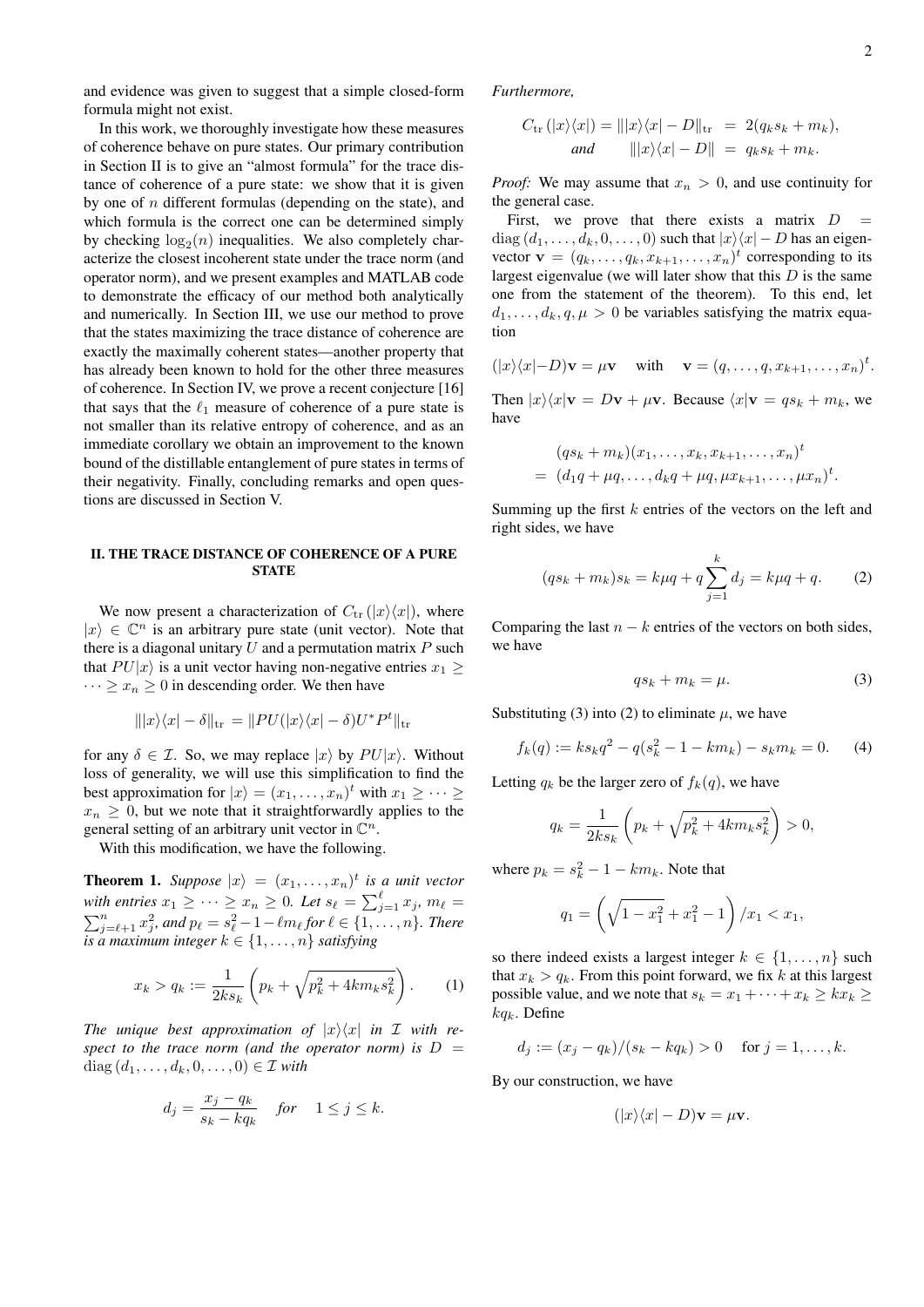and evidence was given to suggest that a simple closed-form formula might not exist.

In this work, we thoroughly investigate how these measures of coherence behave on pure states. Our primary contribution in Section II is to give an "almost formula" for the trace distance of coherence of a pure state: we show that it is given by one of $n$ different formulas (depending on the state), and which formula is the correct one can be determined simply by checking $\log_2(n)$ inequalities. We also completely characterize the closest incoherent state under the trace norm (and operator norm), and we present examples and MATLAB code to demonstrate the efficacy of our method both analytically and numerically. In Section III, we use our method to prove that the states maximizing the trace distance of coherence are exactly the maximally coherent states—another property that has already been known to hold for the other three measures of coherence. In Section IV, we prove a recent conjecture [16] that says that the $\ell_1$ measure of coherence of a pure state is not smaller than its relative entropy of coherence, and as an immediate corollary we obtain an improvement to the known bound of the distillable entanglement of pure states in terms of their negativity. Finally, concluding remarks and open questions are discussed in Section V.

## II. THE TRACE DISTANCE OF COHERENCE OF A PURE STATE

We now present a characterization of $C_{\rm tr}(|x\rangle\langle x|)$, where $|x\rangle \in \mathbb{C}^n$ is an arbitrary pure state (unit vector). Note that there is a diagonal unitary $U$ and a permutation matrix $P$ such that $PU|x\rangle$ is a unit vector having non-negative entries $x_1 \geq \cdots \geq x_n \geq 0$ in descending order. We then have

$$\||x\rangle\langle x| - \delta\|_{\rm tr} = \|PU(|x\rangle\langle x| - \delta)U^*P^t\|_{\rm tr}$$

for any $\delta \in \mathcal{I}$. So, we may replace $|x\rangle$ by $PU|x\rangle$. Without loss of generality, we will use this simplification to find the best approximation for $|x\rangle = (x_1, \ldots, x_n)^t$ with $x_1 \geq \cdots \geq x_n \geq 0$, but we note that it straightforwardly applies to the general setting of an arbitrary unit vector in $\mathbb{C}^n$.

With this modification, we have the following.

**Theorem 1.** *Suppose $|x\rangle = (x_1, \ldots, x_n)^t$ is a unit vector with entries $x_1 \geq \cdots \geq x_n \geq 0$. Let $s_\ell = \sum_{j=1}^{\ell} x_j$, $m_\ell = \sum_{j=\ell+1}^{n} x_j^2$, and $p_\ell = s_\ell^2 - 1 - \ell m_\ell$ for $\ell \in \{1, \ldots, n\}$. There is a maximum integer $k \in \{1, \ldots, n\}$ satisfying*

$$x_k > q_k := \frac{1}{2ks_k}\left(p_k + \sqrt{p_k^2 + 4km_k s_k^2}\right). \quad (1)$$

*The unique best approximation of $|x\rangle\langle x|$ in $\mathcal{I}$ with respect to the trace norm (and the operator norm) is $D = \mathrm{diag}(d_1, \ldots, d_k, 0, \ldots, 0) \in \mathcal{I}$ with*

$$d_j = \frac{x_j - q_k}{s_k - kq_k} \quad \textit{for} \quad 1 \leq j \leq k.$$

*Furthermore,*

$$C_{\rm tr}(|x\rangle\langle x|) = \||x\rangle\langle x| - D\|_{\rm tr} = 2(q_k s_k + m_k),$$
$$\textit{and} \quad \||x\rangle\langle x| - D\| = q_k s_k + m_k.$$

*Proof:* We may assume that $x_n > 0$, and use continuity for the general case.

First, we prove that there exists a matrix $D = \mathrm{diag}(d_1, \ldots, d_k, 0, \ldots, 0)$ such that $|x\rangle\langle x| - D$ has an eigenvector $\mathbf{v} = (q_k, \ldots, q_k, x_{k+1}, \ldots, x_n)^t$ corresponding to its largest eigenvalue (we will later show that this $D$ is the same one from the statement of the theorem). To this end, let $d_1, \ldots, d_k, q, \mu > 0$ be variables satisfying the matrix equation

$$(|x\rangle\langle x| - D)\mathbf{v} = \mu\mathbf{v} \quad \text{with} \quad \mathbf{v} = (q, \ldots, q, x_{k+1}, \ldots, x_n)^t.$$

Then $|x\rangle\langle x|\mathbf{v} = D\mathbf{v} + \mu\mathbf{v}$. Because $\langle x|\mathbf{v} = qs_k + m_k$, we have

$$\begin{aligned}
&(qs_k + m_k)(x_1, \ldots, x_k, x_{k+1}, \ldots, x_n)^t \\
&= (d_1 q + \mu q, \ldots, d_k q + \mu q, \mu x_{k+1}, \ldots, \mu x_n)^t.
\end{aligned}$$

Summing up the first $k$ entries of the vectors on the left and right sides, we have

$$(qs_k + m_k)s_k = k\mu q + q\sum_{j=1}^{k} d_j = k\mu q + q. \quad (2)$$

Comparing the last $n-k$ entries of the vectors on both sides, we have

$$qs_k + m_k = \mu. \quad (3)$$

Substituting (3) into (2) to eliminate $\mu$, we have

$$f_k(q) := ks_k q^2 - q(s_k^2 - 1 - km_k) - s_k m_k = 0. \quad (4)$$

Letting $q_k$ be the larger zero of $f_k(q)$, we have

$$q_k = \frac{1}{2ks_k}\left(p_k + \sqrt{p_k^2 + 4km_k s_k^2}\right) > 0,$$

where $p_k = s_k^2 - 1 - km_k$. Note that

$$q_1 = \left(\sqrt{1 - x_1^2} + x_1^2 - 1\right)/x_1 < x_1,$$

so there indeed exists a largest integer $k \in \{1, \ldots, n\}$ such that $x_k > q_k$. From this point forward, we fix $k$ at this largest possible value, and we note that $s_k = x_1 + \cdots + x_k \geq kx_k \geq kq_k$. Define

$$d_j := (x_j - q_k)/(s_k - kq_k) > 0 \quad \text{for } j = 1, \ldots, k.$$

By our construction, we have

$$(|x\rangle\langle x| - D)\mathbf{v} = \mu\mathbf{v}.$$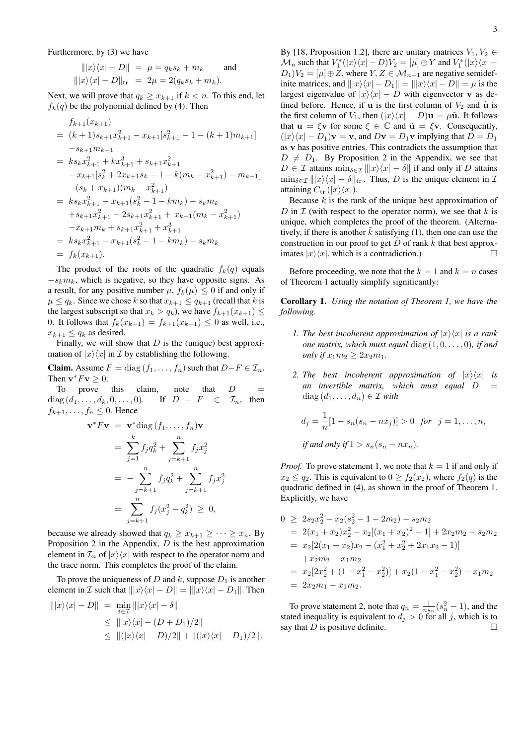Furthermore, by (3) we have

$$
\begin{aligned}
\||x\rangle\langle x| - D\| &= \mu = q_k s_k + m_k \qquad \text{and} \\
\||x\rangle\langle x| - D\|_{\rm tr} &= 2\mu = 2(q_k s_k + m_k).
\end{aligned}
$$

Next, we will prove that $q_k \geq x_{k+1}$ if $k < n$. To this end, let $f_k(q)$ be the polynomial defined by (4). Then

$$
\begin{aligned}
& f_{k+1}(x_{k+1}) \\
&= (k+1)s_{k+1}x_{k+1}^2 - x_{k+1}[s_{k+1}^2 - 1 - (k+1)m_{k+1}] \\
&\quad - s_{k+1}m_{k+1} \\
&= ks_{k+1}x_{k+1}^2 + kx_{k+1}^3 + s_{k+1}x_{k+1}^2 \\
&\quad - x_{k+1}[s_k^2 + 2x_{k+1}s_k - 1 - k(m_k - x_{k+1}^2) - m_{k+1}] \\
&\quad - (s_k + x_{k+1})(m_k - x_{k+1}^2) \\
&= ks_kx_{k+1}^2 - x_{k+1}(s_k^2 - 1 - km_k) - s_km_k \\
&\quad + s_{k+1}x_{k+1}^2 - 2s_{k+1}x_{k+1}^2 + x_{k+1}(m_k - x_{k+1}^2) \\
&\quad - x_{k+1}m_k + s_{k+1}x_{k+1}^2 + x_{k+1}^3 \\
&= ks_kx_{k+1}^2 - x_{k+1}(s_k^2 - 1 - km_k) - s_km_k \\
&= f_k(x_{k+1}).
\end{aligned}
$$

The product of the roots of the quadratic $f_k(q)$ equals $-s_km_k$, which is negative, so they have opposite signs. As a result, for any positive number $\mu$, $f_k(\mu) \leq 0$ if and only if $\mu \leq q_k$. Since we chose $k$ so that $x_{k+1} \leq q_{k+1}$ (recall that $k$ is the largest subscript so that $x_k > q_k$), we have $f_{k+1}(x_{k+1}) \leq 0$. It follows that $f_k(x_{k+1}) = f_{k+1}(x_{k+1}) \leq 0$ as well, i.e., $x_{k+1} \leq q_k$ as desired.

Finally, we will show that $D$ is the (unique) best approximation of $|x\rangle\langle x|$ in $\mathcal{I}$ by establishing the following.

**Claim.** Assume $F = \operatorname{diag}(f_1, \ldots, f_n)$ such that $D - F \in \mathcal{I}_n$. Then $\mathbf{v}^*F\mathbf{v} \geq 0$.

To prove this claim, note that $D = \operatorname{diag}(d_1, \ldots, d_k, 0, \ldots, 0)$. If $D - F \in \mathcal{I}_n$, then $f_{k+1}, \ldots, f_n \leq 0$. Hence

$$
\begin{aligned}
\mathbf{v}^*F\mathbf{v} &= \mathbf{v}^*\operatorname{diag}(f_1, \ldots, f_n)\mathbf{v} \\
&= \sum_{j=1}^{k} f_j q_k^2 + \sum_{j=k+1}^{n} f_j x_j^2 \\
&= -\sum_{j=k+1}^{n} f_j q_k^2 + \sum_{j=k+1}^{n} f_j x_j^2 \\
&= \sum_{j=k+1}^{n} f_j(x_j^2 - q_k^2) \geq 0,
\end{aligned}
$$

because we already showed that $q_k \geq x_{k+1} \geq \cdots \geq x_n$. By Proposition 2 in the Appendix, $D$ is the best approximation element in $\mathcal{I}_n$ of $|x\rangle\langle x|$ with respect to the operator norm and the trace norm. This completes the proof of the claim.

To prove the uniqueness of $D$ and $k$, suppose $D_1$ is another element in $\mathcal{I}$ such that $\||x\rangle\langle x| - D\| = \||x\rangle\langle x| - D_1\|$. Then

$$
\begin{aligned}
\||x\rangle\langle x| - D\| &= \min_{\delta \in \mathcal{I}} \||x\rangle\langle x| - \delta\| \\
&\leq \||x\rangle\langle x| - (D + D_1)/2\| \\
&\leq \|(|x\rangle\langle x| - D)/2\| + \|(|x\rangle\langle x| - D_1)/2\|.
\end{aligned}
$$

By [18, Proposition 1.2], there are unitary matrices $V_1, V_2 \in \mathcal{M}_n$ such that $V_1^*(|x\rangle\langle x| - D)V_2 = [\mu] \oplus Y$ and $V_1^*(|x\rangle\langle x| - D_1)V_2 = [\mu] \oplus Z$, where $Y, Z \in \mathcal{M}_{n-1}$ are negative semidefinite matrices, and $\||x\rangle\langle x| - D_1\| = \||x\rangle\langle x| - D\| = \mu$ is the largest eigenvalue of $|x\rangle\langle x| - D$ with eigenvector $\mathbf{v}$ as defined before. Hence, if $\mathbf{u}$ is the first column of $V_2$ and $\tilde{\mathbf{u}}$ is the first column of $V_1$, then $(|x\rangle\langle x| - D)\mathbf{u} = \mu\tilde{\mathbf{u}}$. It follows that $\mathbf{u} = \xi\mathbf{v}$ for some $\xi \in \mathbb{C}$ and $\tilde{\mathbf{u}} = \xi\mathbf{v}$. Consequently, $(|x\rangle\langle x| - D_1)\mathbf{v} = \mathbf{v}$, and $D\mathbf{v} = D_1\mathbf{v}$ implying that $D = D_1$ as $\mathbf{v}$ has positive entries. This contradicts the assumption that $D \neq D_1$. By Proposition 2 in the Appendix, we see that $D \in \mathcal{I}$ attains $\min_{\delta \in \mathcal{I}} \||x\rangle\langle x| - \delta\|$ if and only if $D$ attains $\min_{\delta \in \mathcal{I}} \||x\rangle\langle x| - \delta\|_{\rm tr}$. Thus, $D$ is the unique element in $\mathcal{I}$ attaining $C_{\rm tr}(|x\rangle\langle x|)$.

Because $k$ is the rank of the unique best approximation of $D$ in $\mathcal{I}$ (with respect to the operator norm), we see that $k$ is unique, which completes the proof of the theorem. (Alternatively, if there is another $\tilde{k}$ satisfying (1), then one can use the construction in our proof to get $\tilde{D}$ of rank $\tilde{k}$ that best approximates $|x\rangle\langle x|$, which is a contradiction.) □

Before proceeding, we note that the $k = 1$ and $k = n$ cases of Theorem 1 actually simplify significantly:

**Corollary 1.** *Using the notation of Theorem 1, we have the following.*

1. *The best incoherent approximation of $|x\rangle\langle x|$ is a rank one matrix, which must equal $\operatorname{diag}(1, 0, \ldots, 0)$, if and only if $x_1m_2 \geq 2x_2m_1$.*

2. *The best incoherent approximation of $|x\rangle\langle x|$ is an invertible matrix, which must equal $D = \operatorname{diag}(d_1, \ldots, d_n) \in \mathcal{I}$ with*

$$
d_j = \frac{1}{n}[1 - s_n(s_n - nx_j)] > 0 \quad \textit{for} \quad j = 1, \ldots, n,
$$

*if and only if $1 > s_n(s_n - nx_n)$.*

*Proof.* To prove statement 1, we note that $k = 1$ if and only if $x_2 \leq q_2$. This is equivalent to $0 \geq f_2(x_2)$, where $f_2(q)$ is the quadratic defined in (4), as shown in the proof of Theorem 1. Explicitly, we have

$$
\begin{aligned}
0 &\geq 2s_2x_2^2 - x_2(s_2^2 - 1 - 2m_2) - s_2m_2 \\
&= 2(x_1 + x_2)x_2^2 - x_2[(x_1 + x_2)^2 - 1] + 2x_2m_2 - s_2m_2 \\
&= x_2[2(x_1 + x_2)x_2 - (x_1^2 + x_2^2 + 2x_1x_2 - 1)] \\
&\quad + x_2m_2 - x_1m_2 \\
&= x_2[2x_2^2 + (1 - x_1^2 - x_2^2)] + x_2(1 - x_1^2 - x_2^2) - x_1m_2 \\
&= 2x_2m_1 - x_1m_2.
\end{aligned}
$$

To prove statement 2, note that $q_n = \frac{1}{ns_n}(s_n^2 - 1)$, and the stated inequality is equivalent to $d_j > 0$ for all $j$, which is to say that $D$ is positive definite. □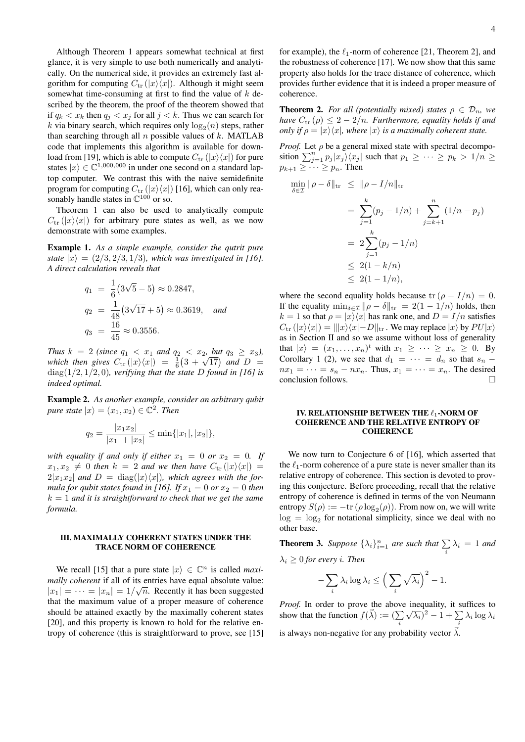Although Theorem 1 appears somewhat technical at first glance, it is very simple to use both numerically and analytically. On the numerical side, it provides an extremely fast algorithm for computing $C_{\rm tr}(|x\rangle\langle x|)$. Although it might seem somewhat time-consuming at first to find the value of $k$ described by the theorem, the proof of the theorem showed that if $q_k < x_k$ then $q_j < x_j$ for all $j < k$. Thus we can search for $k$ via binary search, which requires only $\log_2(n)$ steps, rather than searching through all $n$ possible values of $k$. MATLAB code that implements this algorithm is available for download from [19], which is able to compute $C_{\rm tr}(|x\rangle\langle x|)$ for pure states $|x\rangle \in \mathbb{C}^{1{,}000{,}000}$ in under one second on a standard laptop computer. We contrast this with the naive semidefinite program for computing $C_{\rm tr}(|x\rangle\langle x|)$ [16], which can only reasonably handle states in $\mathbb{C}^{100}$ or so.

Theorem 1 can also be used to analytically compute $C_{\rm tr}(|x\rangle\langle x|)$ for arbitrary pure states as well, as we now demonstrate with some examples.

**Example 1.** *As a simple example, consider the qutrit pure state $|x\rangle = (2/3, 2/3, 1/3)$, which was investigated in [16]. A direct calculation reveals that*

$$
\begin{aligned}
q_1 &= \frac{1}{6}\big(3\sqrt{5}-5\big) \approx 0.2847, \\
q_2 &= \frac{1}{48}\big(3\sqrt{17}+5\big) \approx 0.3619, \quad \textit{and} \\
q_3 &= \frac{16}{45} \approx 0.3556.
\end{aligned}
$$

*Thus $k = 2$ (since $q_1 < x_1$ and $q_2 < x_2$, but $q_3 \geq x_3$), which then gives $C_{\rm tr}(|x\rangle\langle x|) = \frac{1}{6}\big(3+\sqrt{17}\big)$ and $D = \mathrm{diag}(1/2, 1/2, 0)$, verifying that the state $D$ found in [16] is indeed optimal.*

**Example 2.** *As another example, consider an arbitrary qubit pure state $|x\rangle = (x_1, x_2) \in \mathbb{C}^2$. Then*

$$
q_2 = \frac{|x_1 x_2|}{|x_1| + |x_2|} \leq \min\{|x_1|, |x_2|\},
$$

*with equality if and only if either $x_1 = 0$ or $x_2 = 0$. If $x_1, x_2 \neq 0$ then $k = 2$ and we then have $C_{\rm tr}(|x\rangle\langle x|) = 2|x_1 x_2|$ and $D = \mathrm{diag}(|x\rangle\langle x|)$, which agrees with the formula for qubit states found in [16]. If $x_1 = 0$ or $x_2 = 0$ then $k = 1$ and it is straightforward to check that we get the same formula.*

## III. MAXIMALLY COHERENT STATES UNDER THE TRACE NORM OF COHERENCE

We recall [15] that a pure state $|x\rangle \in \mathbb{C}^n$ is called *maximally coherent* if all of its entries have equal absolute value: $|x_1| = \cdots = |x_n| = 1/\sqrt{n}$. Recently it has been suggested that the maximum value of a proper measure of coherence should be attained exactly by the maximally coherent states [20], and this property is known to hold for the relative entropy of coherence (this is straightforward to prove, see [15] for example), the $\ell_1$-norm of coherence [21, Theorem 2], and the robustness of coherence [17]. We now show that this same property also holds for the trace distance of coherence, which provides further evidence that it is indeed a proper measure of coherence.

**Theorem 2.** *For all (potentially mixed) states $\rho \in \mathcal{D}_n$, we have $C_{\rm tr}(\rho) \leq 2 - 2/n$. Furthermore, equality holds if and only if $\rho = |x\rangle\langle x|$, where $|x\rangle$ is a maximally coherent state.*

*Proof.* Let $\rho$ be a general mixed state with spectral decomposition $\sum_{j=1}^n p_j |x_j\rangle\langle x_j|$ such that $p_1 \geq \cdots \geq p_k > 1/n \geq p_{k+1} \geq \cdots \geq p_n$. Then

$$
\begin{aligned}
\min_{\delta\in\mathcal{I}} \|\rho - \delta\|_{\rm tr} &\leq \|\rho - I/n\|_{\rm tr} \\
&= \sum_{j=1}^k (p_j - 1/n) + \sum_{j=k+1}^n (1/n - p_j) \\
&= 2\sum_{j=1}^k (p_j - 1/n) \\
&\leq 2(1 - k/n) \\
&\leq 2(1 - 1/n),
\end{aligned}
$$

where the second equality holds because $\mathrm{tr}\,(\rho - I/n) = 0$. If the equality $\min_{\delta\in\mathcal{I}} \|\rho - \delta\|_{\rm tr} = 2(1-1/n)$ holds, then $k = 1$ so that $\rho = |x\rangle\langle x|$ has rank one, and $D = I/n$ satisfies $C_{\rm tr}(|x\rangle\langle x|) = \||x\rangle\langle x| - D\|_{\rm tr}$. We may replace $|x\rangle$ by $PU|x\rangle$ as in Section II and so we assume without loss of generality that $|x\rangle = (x_1, \ldots, x_n)^t$ with $x_1 \geq \cdots \geq x_n \geq 0$. By Corollary 1 (2), we see that $d_1 = \cdots = d_n$ so that $s_n - nx_1 = \cdots = s_n - nx_n$. Thus, $x_1 = \cdots = x_n$. The desired conclusion follows. $\square$

## IV. RELATIONSHIP BETWEEN THE $\ell_1$-NORM OF COHERENCE AND THE RELATIVE ENTROPY OF COHERENCE

We now turn to Conjecture 6 of [16], which asserted that the $\ell_1$-norm coherence of a pure state is never smaller than its relative entropy of coherence. This section is devoted to proving this conjecture. Before proceeding, recall that the relative entropy of coherence is defined in terms of the von Neumann entropy $S(\rho) := -\mathrm{tr}\,(\rho \log_2(\rho))$. From now on, we will write $\log = \log_2$ for notational simplicity, since we deal with no other base.

**Theorem 3.** *Suppose $\{\lambda_i\}_{i=1}^n$ are such that $\sum_i \lambda_i = 1$ and $\lambda_i \geq 0$ for every $i$. Then*

$$
-\sum_i \lambda_i \log \lambda_i \leq \Big(\sum_i \sqrt{\lambda_i}\Big)^2 - 1.
$$

*Proof.* In order to prove the above inequality, it suffices to show that the function $f(\vec{\lambda}) := (\sum_i \sqrt{\lambda_i})^2 - 1 + \sum_i \lambda_i \log \lambda_i$ is always non-negative for any probability vector $\vec{\lambda}$.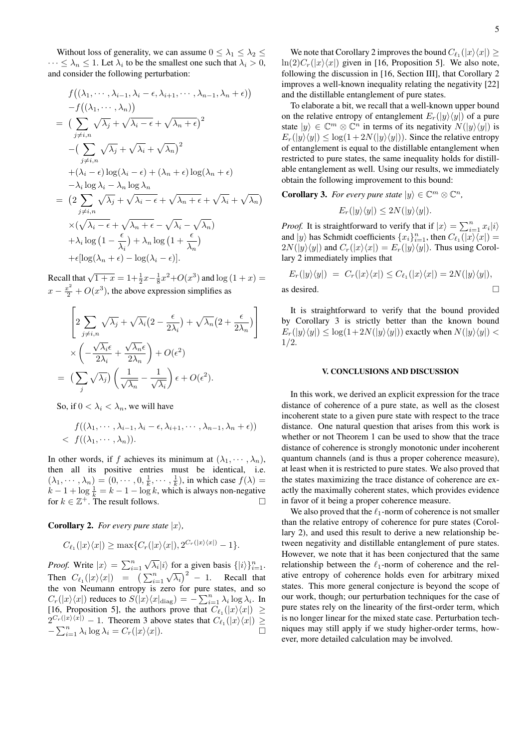Without loss of generality, we can assume $0 \le \lambda_1 \le \lambda_2 \le \cdots \le \lambda_n \le 1$. Let $\lambda_i$ to be the smallest one such that $\lambda_i > 0$, and consider the following perturbation:

$$
\begin{aligned}
& f\big((\lambda_1, \cdots, \lambda_{i-1}, \lambda_i - \epsilon, \lambda_{i+1}, \cdots, \lambda_{n-1}, \lambda_n + \epsilon)\big) \\
& -f\big((\lambda_1, \cdots, \lambda_n)\big) \\
=\ & \big(\sum_{j \neq i,n} \sqrt{\lambda_j} + \sqrt{\lambda_i - \epsilon} + \sqrt{\lambda_n + \epsilon}\big)^2 \\
& -\big(\sum_{j \neq i,n} \sqrt{\lambda_j} + \sqrt{\lambda_i} + \sqrt{\lambda_n}\big)^2 \\
& +(\lambda_i - \epsilon)\log(\lambda_i - \epsilon) + (\lambda_n + \epsilon)\log(\lambda_n + \epsilon) \\
& -\lambda_i \log \lambda_i - \lambda_n \log \lambda_n \\
=\ & \big(2\sum_{j \neq i,n} \sqrt{\lambda_j} + \sqrt{\lambda_i - \epsilon} + \sqrt{\lambda_n + \epsilon} + \sqrt{\lambda_i} + \sqrt{\lambda_n}\big) \\
& \times(\sqrt{\lambda_i - \epsilon} + \sqrt{\lambda_n + \epsilon} - \sqrt{\lambda_i} - \sqrt{\lambda_n}) \\
& +\lambda_i \log\big(1 - \frac{\epsilon}{\lambda_i}\big) + \lambda_n \log\big(1 + \frac{\epsilon}{\lambda_n}\big) \\
& +\epsilon[\log(\lambda_n + \epsilon) - \log(\lambda_i - \epsilon)].
\end{aligned}
$$

Recall that $\sqrt{1+x} = 1 + \frac{1}{2}x - \frac{1}{8}x^2 + O(x^3)$ and $\log(1+x) = x - \frac{x^2}{2} + O(x^3)$, the above expression simplifies as

$$
\begin{aligned}
& \left[2\sum_{j \neq i,n} \sqrt{\lambda_j} + \sqrt{\lambda_i}\big(2 - \frac{\epsilon}{2\lambda_i}\big) + \sqrt{\lambda_n}\big(2 + \frac{\epsilon}{2\lambda_n}\big)\right] \\
& \times\left(-\frac{\sqrt{\lambda_i}\epsilon}{2\lambda_i} + \frac{\sqrt{\lambda_n}\epsilon}{2\lambda_n}\right) + O(\epsilon^2) \\
=\ & \big(\sum_j \sqrt{\lambda_j}\big)\left(\frac{1}{\sqrt{\lambda_n}} - \frac{1}{\sqrt{\lambda_i}}\right)\epsilon + O(\epsilon^2).
\end{aligned}
$$

So, if $0 < \lambda_i < \lambda_n$, we will have

$$
\begin{aligned}
& f((\lambda_1, \cdots, \lambda_{i-1}, \lambda_i - \epsilon, \lambda_{i+1}, \cdots, \lambda_{n-1}, \lambda_n + \epsilon)) \\
<\ & f((\lambda_1, \cdots, \lambda_n)).
\end{aligned}
$$

In other words, if $f$ achieves its minimum at $(\lambda_1, \cdots, \lambda_n)$, then all its positive entries must be identical, i.e. $(\lambda_1, \cdots, \lambda_n) = (0, \cdots, 0, \frac{1}{k}, \cdots, \frac{1}{k})$, in which case $f(\lambda) = k - 1 + \log\frac{1}{k} = k - 1 - \log k$, which is always non-negative for $k \in \mathbb{Z}^+$. The result follows. □

**Corollary 2.** *For every pure state $|x\rangle$,*

$$C_{\ell_1}(|x\rangle\langle x|) \ge \max\{C_r(|x\rangle\langle x|), 2^{C_r(|x\rangle\langle x|)} - 1\}.$$

*Proof.* Write $|x\rangle = \sum_{i=1}^n \sqrt{\lambda_i}|i\rangle$ for a given basis $\{|i\rangle\}_{i=1}^n$. Then $C_{\ell_1}(|x\rangle\langle x|) = \big(\sum_{i=1}^n \sqrt{\lambda_i}\big)^2 - 1$. Recall that the von Neumann entropy is zero for pure states, and so $C_r(|x\rangle\langle x|)$ reduces to $S(|x\rangle\langle x|_{\text{diag}}) = -\sum_{i=1}^n \lambda_i \log \lambda_i$. In [16, Proposition 5], the authors prove that $C_{\ell_1}(|x\rangle\langle x|) \ge 2^{C_r(|x\rangle\langle x|)} - 1$. Theorem 3 above states that $C_{\ell_1}(|x\rangle\langle x|) \ge -\sum_{i=1}^n \lambda_i \log \lambda_i = C_r(|x\rangle\langle x|)$. □

We note that Corollary 2 improves the bound $C_{\ell_1}(|x\rangle\langle x|) \ge \ln(2) C_r(|x\rangle\langle x|)$ given in [16, Proposition 5]. We also note, following the discussion in [16, Section III], that Corollary 2 improves a well-known inequality relating the negativity [22] and the distillable entanglement of pure states.

To elaborate a bit, we recall that a well-known upper bound on the relative entropy of entanglement $E_r(|y\rangle\langle y|)$ of a pure state $|y\rangle \in \mathbb{C}^m \otimes \mathbb{C}^n$ in terms of its negativity $N(|y\rangle\langle y|)$ is $E_r(|y\rangle\langle y|) \le \log(1 + 2N(|y\rangle\langle y|))$. Since the relative entropy of entanglement is equal to the distillable entanglement when restricted to pure states, the same inequality holds for distillable entanglement as well. Using our results, we immediately obtain the following improvement to this bound:

**Corollary 3.** *For every pure state $|y\rangle \in \mathbb{C}^m \otimes \mathbb{C}^n$,*

$$E_r(|y\rangle\langle y|) \le 2N(|y\rangle\langle y|).$$

*Proof.* It is straightforward to verify that if $|x\rangle = \sum_{i=1}^n x_i|i\rangle$ and $|y\rangle$ has Schmidt coefficients $\{x_i\}_{i=1}^n$, then $C_{\ell_1}(|x\rangle\langle x|) = 2N(|y\rangle\langle y|)$ and $C_r(|x\rangle\langle x|) = E_r(|y\rangle\langle y|)$. Thus using Corollary 2 immediately implies that

$$E_r(|y\rangle\langle y|) \ = \ C_r(|x\rangle\langle x|) \le C_{\ell_1}(|x\rangle\langle x|) = 2N(|y\rangle\langle y|),$$

as desired. □

It is straightforward to verify that the bound provided by Corollary 3 is strictly better than the known bound $E_r(|y\rangle\langle y|) \le \log(1 + 2N(|y\rangle\langle y|))$ exactly when $N(|y\rangle\langle y|) < 1/2$.

## V. CONCLUSIONS AND DISCUSSION

In this work, we derived an explicit expression for the trace distance of coherence of a pure state, as well as the closest incoherent state to a given pure state with respect to the trace distance. One natural question that arises from this work is whether or not Theorem 1 can be used to show that the trace distance of coherence is strongly monotonic under incoherent quantum channels (and is thus a proper coherence measure), at least when it is restricted to pure states. We also proved that the states maximizing the trace distance of coherence are exactly the maximally coherent states, which provides evidence in favor of it being a proper coherence measure.

We also proved that the $\ell_1$-norm of coherence is not smaller than the relative entropy of coherence for pure states (Corollary 2), and used this result to derive a new relationship between negativity and distillable entanglement of pure states. However, we note that it has been conjectured that the same relationship between the $\ell_1$-norm of coherence and the relative entropy of coherence holds even for arbitrary mixed states. This more general conjecture is beyond the scope of our work, though; our perturbation techniques for the case of pure states rely on the linearity of the first-order term, which is no longer linear for the mixed state case. Perturbation techniques may still apply if we study higher-order terms, however, more detailed calculation may be involved.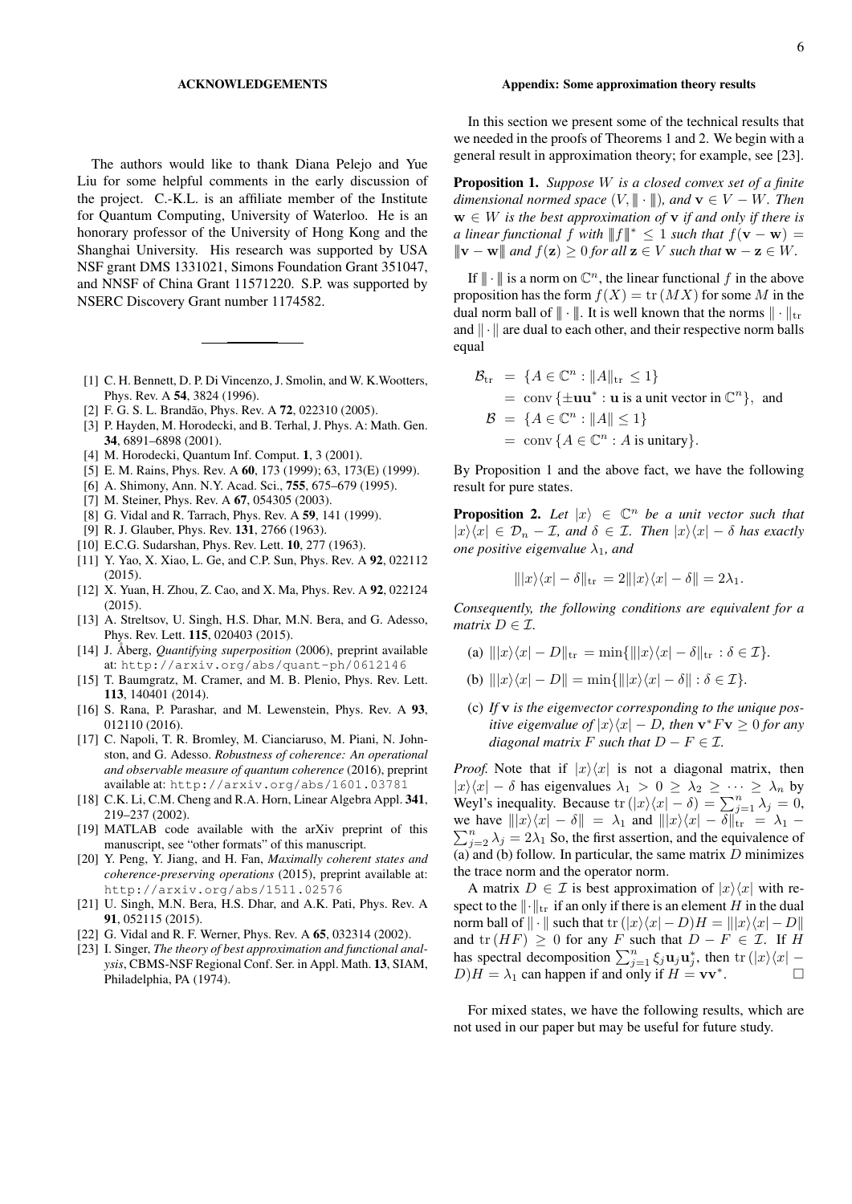## ACKNOWLEDGEMENTS

The authors would like to thank Diana Pelejo and Yue Liu for some helpful comments in the early discussion of the project. C.-K.L. is an affiliate member of the Institute for Quantum Computing, University of Waterloo. He is an honorary professor of the University of Hong Kong and the Shanghai University. His research was supported by USA NSF grant DMS 1331021, Simons Foundation Grant 351047, and NNSF of China Grant 11571220. S.P. was supported by NSERC Discovery Grant number 1174582.

---

- [1] C. H. Bennett, D. P. Di Vincenzo, J. Smolin, and W. K.Wootters, Phys. Rev. A **54**, 3824 (1996).
- [2] F. G. S. L. Brandão, Phys. Rev. A **72**, 022310 (2005).
- [3] P. Hayden, M. Horodecki, and B. Terhal, J. Phys. A: Math. Gen. **34**, 6891–6898 (2001).
- [4] M. Horodecki, Quantum Inf. Comput. **1**, 3 (2001).
- [5] E. M. Rains, Phys. Rev. A **60**, 173 (1999); 63, 173(E) (1999).
- [6] A. Shimony, Ann. N.Y. Acad. Sci., **755**, 675–679 (1995).
- [7] M. Steiner, Phys. Rev. A **67**, 054305 (2003).
- [8] G. Vidal and R. Tarrach, Phys. Rev. A **59**, 141 (1999).
- [9] R. J. Glauber, Phys. Rev. **131**, 2766 (1963).
- [10] E.C.G. Sudarshan, Phys. Rev. Lett. **10**, 277 (1963).
- [11] Y. Yao, X. Xiao, L. Ge, and C.P. Sun, Phys. Rev. A **92**, 022112 (2015).
- [12] X. Yuan, H. Zhou, Z. Cao, and X. Ma, Phys. Rev. A **92**, 022124 (2015).
- [13] A. Streltsov, U. Singh, H.S. Dhar, M.N. Bera, and G. Adesso, Phys. Rev. Lett. **115**, 020403 (2015).
- [14] J. Åberg, *Quantifying superposition* (2006), preprint available at: http://arxiv.org/abs/quant-ph/0612146
- [15] T. Baumgratz, M. Cramer, and M. B. Plenio, Phys. Rev. Lett. **113**, 140401 (2014).
- [16] S. Rana, P. Parashar, and M. Lewenstein, Phys. Rev. A **93**, 012110 (2016).
- [17] C. Napoli, T. R. Bromley, M. Cianciaruso, M. Piani, N. Johnston, and G. Adesso. *Robustness of coherence: An operational and observable measure of quantum coherence* (2016), preprint available at: http://arxiv.org/abs/1601.03781
- [18] C.K. Li, C.M. Cheng and R.A. Horn, Linear Algebra Appl. **341**, 219–237 (2002).
- [19] MATLAB code available with the arXiv preprint of this manuscript, see "other formats" of this manuscript.
- [20] Y. Peng, Y. Jiang, and H. Fan, *Maximally coherent states and coherence-preserving operations* (2015), preprint available at: http://arxiv.org/abs/1511.02576
- [21] U. Singh, M.N. Bera, H.S. Dhar, and A.K. Pati, Phys. Rev. A **91**, 052115 (2015).
- [22] G. Vidal and R. F. Werner, Phys. Rev. A **65**, 032314 (2002).
- [23] I. Singer, *The theory of best approximation and functional analysis*, CBMS-NSF Regional Conf. Ser. in Appl. Math. **13**, SIAM, Philadelphia, PA (1974).

## Appendix: Some approximation theory results

In this section we present some of the technical results that we needed in the proofs of Theorems 1 and 2. We begin with a general result in approximation theory; for example, see [23].

**Proposition 1.** *Suppose $W$ is a closed convex set of a finite dimensional normed space $(V, \|\!|\cdot\|\!|)$, and $\mathbf{v} \in V - W$. Then $\mathbf{w} \in W$ is the best approximation of $\mathbf{v}$ if and only if there is a linear functional $f$ with $\|\!|f\|\!|^* \le 1$ such that $f(\mathbf{v}-\mathbf{w}) = \|\!|\mathbf{v}-\mathbf{w}\|\!|$ and $f(\mathbf{z}) \ge 0$ for all $\mathbf{z} \in V$ such that $\mathbf{w} - \mathbf{z} \in W$.*

If $\|\!|\cdot\|\!|$ is a norm on $\mathbb{C}^n$, the linear functional $f$ in the above proposition has the form $f(X) = \mathrm{tr}\,(MX)$ for some $M$ in the dual norm ball of $\|\!|\cdot\|\!|$. It is well known that the norms $\|\cdot\|_{\rm tr}$ and $\|\cdot\|$ are dual to each other, and their respective norm balls equal

$$
\begin{aligned}
\mathcal{B}_{\rm tr} &= \{A \in \mathbb{C}^n : \|A\|_{\rm tr} \le 1\} \\
&= \mathrm{conv}\,\{\pm \mathbf{u}\mathbf{u}^* : \mathbf{u} \text{ is a unit vector in } \mathbb{C}^n\}, \text{ and} \\
\mathcal{B} &= \{A \in \mathbb{C}^n : \|A\| \le 1\} \\
&= \mathrm{conv}\,\{A \in \mathbb{C}^n : A \text{ is unitary}\}.
\end{aligned}
$$

By Proposition 1 and the above fact, we have the following result for pure states.

**Proposition 2.** *Let $|x\rangle \in \mathbb{C}^n$ be a unit vector such that $|x\rangle\langle x| \in \mathcal{D}_n - \mathcal{I}$, and $\delta \in \mathcal{I}$. Then $|x\rangle\langle x| - \delta$ has exactly one positive eigenvalue $\lambda_1$, and*

$$
\||x\rangle\langle x| - \delta\|_{\rm tr} = 2\||x\rangle\langle x| - \delta\| = 2\lambda_1.
$$

*Consequently, the following conditions are equivalent for a matrix $D \in \mathcal{I}$.*

(a) $\||x\rangle\langle x| - D\|_{\rm tr} = \min\{\||x\rangle\langle x| - \delta\|_{\rm tr} : \delta \in \mathcal{I}\}$.

(b) $\||x\rangle\langle x| - D\| = \min\{\||x\rangle\langle x| - \delta\| : \delta \in \mathcal{I}\}$.

(c) *If $\mathbf{v}$ is the eigenvector corresponding to the unique positive eigenvalue of $|x\rangle\langle x| - D$, then $\mathbf{v}^* F \mathbf{v} \ge 0$ for any diagonal matrix $F$ such that $D - F \in \mathcal{I}$.*

*Proof.* Note that if $|x\rangle\langle x|$ is not a diagonal matrix, then $|x\rangle\langle x| - \delta$ has eigenvalues $\lambda_1 > 0 \ge \lambda_2 \ge \cdots \ge \lambda_n$ by Weyl's inequality. Because $\mathrm{tr}\,(|x\rangle\langle x| - \delta) = \sum_{j=1}^n \lambda_j = 0$, we have $\||x\rangle\langle x| - \delta\| = \lambda_1$ and $\||x\rangle\langle x| - \delta\|_{\rm tr} = \lambda_1 - \sum_{j=2}^n \lambda_j = 2\lambda_1$ So, the first assertion, and the equivalence of (a) and (b) follow. In particular, the same matrix $D$ minimizes the trace norm and the operator norm.

A matrix $D \in \mathcal{I}$ is best approximation of $|x\rangle\langle x|$ with respect to the $\|\cdot\|_{\rm tr}$ if an only if there is an element $H$ in the dual norm ball of $\|\cdot\|$ such that $\mathrm{tr}\,(|x\rangle\langle x| - D)H = \||x\rangle\langle x| - D\|$ and $\mathrm{tr}\,(HF) \ge 0$ for any $F$ such that $D - F \in \mathcal{I}$. If $H$ has spectral decomposition $\sum_{j=1}^n \xi_j \mathbf{u}_j \mathbf{u}_j^*$, then $\mathrm{tr}\,(|x\rangle\langle x| - D)H = \lambda_1$ can happen if and only if $H = \mathbf{v}\mathbf{v}^*$. $\square$

For mixed states, we have the following results, which are not used in our paper but may be useful for future study.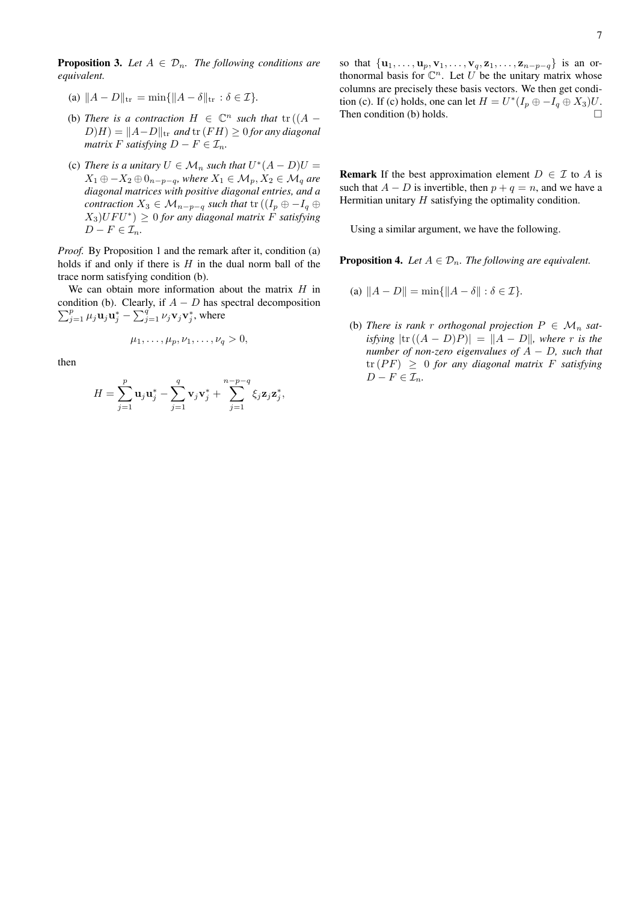**Proposition 3.** *Let $A \in \mathcal{D}_n$. The following conditions are equivalent.*

(a) $\|A - D\|_{\rm tr} = \min\{\|A - \delta\|_{\rm tr} : \delta \in \mathcal{I}\}$.

(b) *There is a contraction $H \in \mathbb{C}^n$ such that* $\operatorname{tr}((A - D)H) = \|A - D\|_{\rm tr}$ *and* $\operatorname{tr}(FH) \geq 0$ *for any diagonal matrix $F$ satisfying $D - F \in \mathcal{I}_n$.*

(c) *There is a unitary $U \in \mathcal{M}_n$ such that $U^*(A - D)U = X_1 \oplus -X_2 \oplus 0_{n-p-q}$, where $X_1 \in \mathcal{M}_p, X_2 \in \mathcal{M}_q$ are diagonal matrices with positive diagonal entries, and a contraction $X_3 \in \mathcal{M}_{n-p-q}$ such that* $\operatorname{tr}((I_p \oplus -I_q \oplus X_3)UFU^*) \geq 0$ *for any diagonal matrix $F$ satisfying $D - F \in \mathcal{I}_n$.*

*Proof.* By Proposition 1 and the remark after it, condition (a) holds if and only if there is $H$ in the dual norm ball of the trace norm satisfying condition (b).

We can obtain more information about the matrix $H$ in condition (b). Clearly, if $A - D$ has spectral decomposition $\sum_{j=1}^{p} \mu_j \mathbf{u}_j \mathbf{u}_j^* - \sum_{j=1}^{q} \nu_j \mathbf{v}_j \mathbf{v}_j^*$, where

$$\mu_1, \ldots, \mu_p, \nu_1, \ldots, \nu_q > 0,$$

then

$$H = \sum_{j=1}^{p} \mathbf{u}_j \mathbf{u}_j^* - \sum_{j=1}^{q} \mathbf{v}_j \mathbf{v}_j^* + \sum_{j=1}^{n-p-q} \xi_j \mathbf{z}_j \mathbf{z}_j^*,$$

so that $\{\mathbf{u}_1, \ldots, \mathbf{u}_p, \mathbf{v}_1, \ldots, \mathbf{v}_q, \mathbf{z}_1, \ldots, \mathbf{z}_{n-p-q}\}$ is an orthonormal basis for $\mathbb{C}^n$. Let $U$ be the unitary matrix whose columns are precisely these basis vectors. We then get condition (c). If (c) holds, one can let $H = U^*(I_p \oplus -I_q \oplus X_3)U$. Then condition (b) holds. □

**Remark** If the best approximation element $D \in \mathcal{I}$ to $A$ is such that $A - D$ is invertible, then $p + q = n$, and we have a Hermitian unitary $H$ satisfying the optimality condition.

Using a similar argument, we have the following.

**Proposition 4.** *Let $A \in \mathcal{D}_n$. The following are equivalent.*

(a) $\|A - D\| = \min\{\|A - \delta\| : \delta \in \mathcal{I}\}$.

(b) *There is rank $r$ orthogonal projection $P \in \mathcal{M}_n$ satisfying* $|\operatorname{tr}((A - D)P)| = \|A - D\|$, *where $r$ is the number of non-zero eigenvalues of $A - D$, such that* $\operatorname{tr}(PF) \geq 0$ *for any diagonal matrix $F$ satisfying $D - F \in \mathcal{I}_n$.*